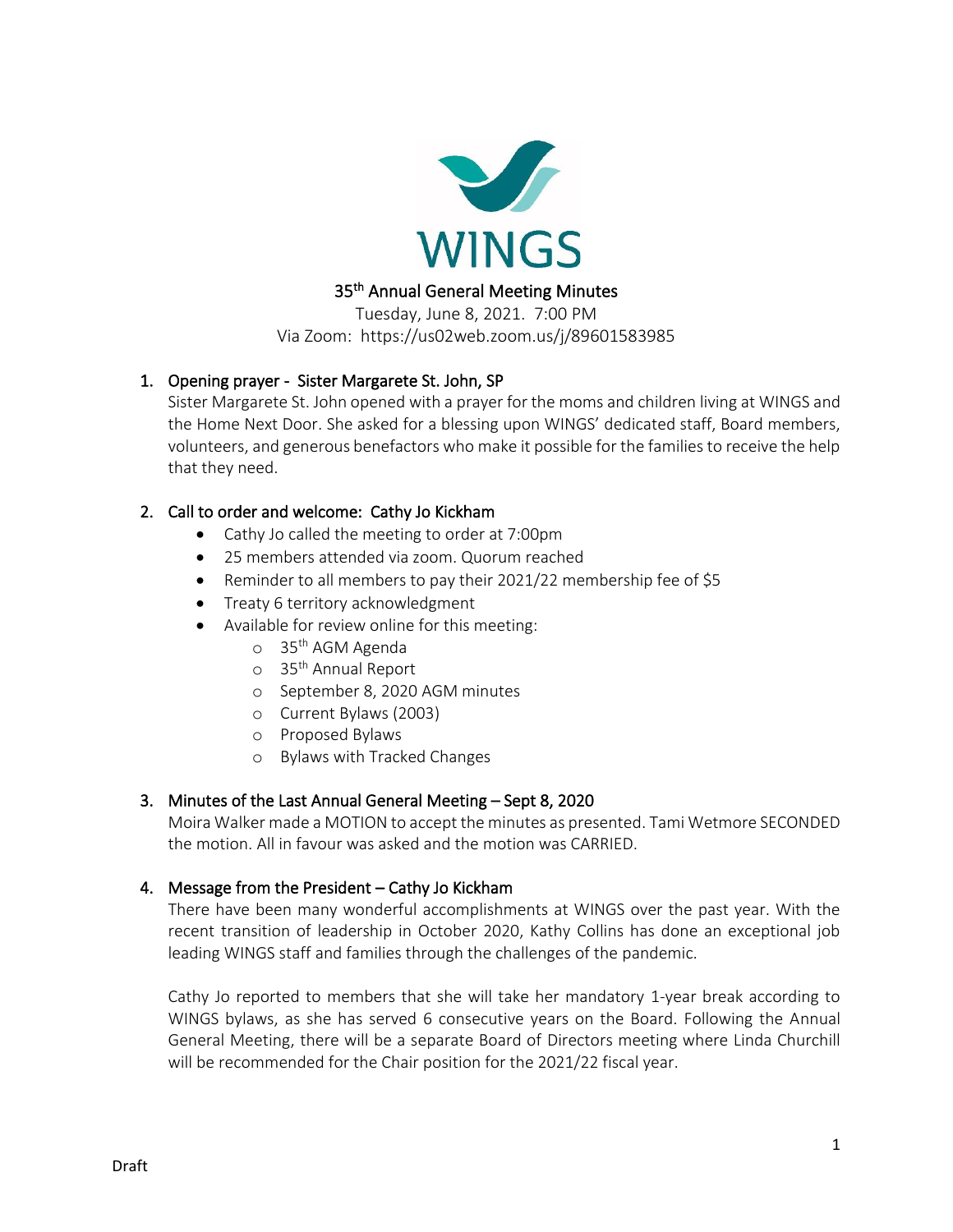WINGS

# 35th Annual General Meeting Minutes

Tuesday, June 8, 2021. 7:00 PM
Via Zoom: https://us02web.zoom.us/j/89601583985

1. **Opening prayer - Sister Margarete St. John, SP**

   Sister Margarete St. John opened with a prayer for the moms and children living at WINGS and the Home Next Door. She asked for a blessing upon WINGS' dedicated staff, Board members, volunteers, and generous benefactors who make it possible for the families to receive the help that they need.

2. **Call to order and welcome: Cathy Jo Kickham**
   - Cathy Jo called the meeting to order at 7:00pm
   - 25 members attended via zoom. Quorum reached
   - Reminder to all members to pay their 2021/22 membership fee of $5
   - Treaty 6 territory acknowledgment
   - Available for review online for this meeting:
     - 35th AGM Agenda
     - 35th Annual Report
     - September 8, 2020 AGM minutes
     - Current Bylaws (2003)
     - Proposed Bylaws
     - Bylaws with Tracked Changes

3. **Minutes of the Last Annual General Meeting – Sept 8, 2020**

   Moira Walker made a MOTION to accept the minutes as presented. Tami Wetmore SECONDED the motion. All in favour was asked and the motion was CARRIED.

4. **Message from the President – Cathy Jo Kickham**

   There have been many wonderful accomplishments at WINGS over the past year. With the recent transition of leadership in October 2020, Kathy Collins has done an exceptional job leading WINGS staff and families through the challenges of the pandemic.

   Cathy Jo reported to members that she will take her mandatory 1-year break according to WINGS bylaws, as she has served 6 consecutive years on the Board. Following the Annual General Meeting, there will be a separate Board of Directors meeting where Linda Churchill will be recommended for the Chair position for the 2021/22 fiscal year.

Draft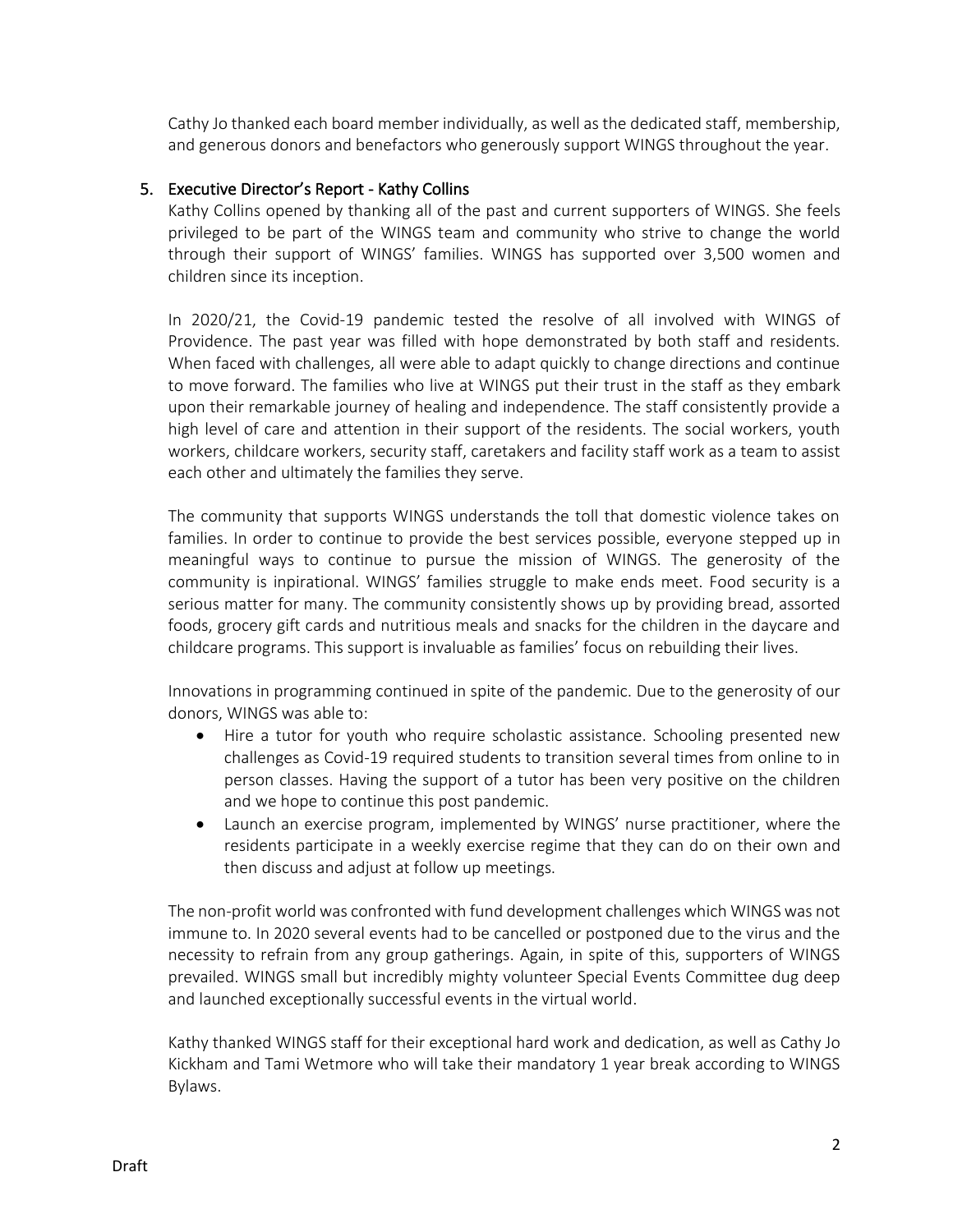Cathy Jo thanked each board member individually, as well as the dedicated staff, membership, and generous donors and benefactors who generously support WINGS throughout the year.

5. Executive Director's Report - Kathy Collins

Kathy Collins opened by thanking all of the past and current supporters of WINGS. She feels privileged to be part of the WINGS team and community who strive to change the world through their support of WINGS' families. WINGS has supported over 3,500 women and children since its inception.

In 2020/21, the Covid-19 pandemic tested the resolve of all involved with WINGS of Providence. The past year was filled with hope demonstrated by both staff and residents. When faced with challenges, all were able to adapt quickly to change directions and continue to move forward. The families who live at WINGS put their trust in the staff as they embark upon their remarkable journey of healing and independence. The staff consistently provide a high level of care and attention in their support of the residents. The social workers, youth workers, childcare workers, security staff, caretakers and facility staff work as a team to assist each other and ultimately the families they serve.

The community that supports WINGS understands the toll that domestic violence takes on families. In order to continue to provide the best services possible, everyone stepped up in meaningful ways to continue to pursue the mission of WINGS. The generosity of the community is inpirational. WINGS' families struggle to make ends meet. Food security is a serious matter for many. The community consistently shows up by providing bread, assorted foods, grocery gift cards and nutritious meals and snacks for the children in the daycare and childcare programs. This support is invaluable as families' focus on rebuilding their lives.

Innovations in programming continued in spite of the pandemic. Due to the generosity of our donors, WINGS was able to:

- Hire a tutor for youth who require scholastic assistance. Schooling presented new challenges as Covid-19 required students to transition several times from online to in person classes. Having the support of a tutor has been very positive on the children and we hope to continue this post pandemic.
- Launch an exercise program, implemented by WINGS' nurse practitioner, where the residents participate in a weekly exercise regime that they can do on their own and then discuss and adjust at follow up meetings.

The non-profit world was confronted with fund development challenges which WINGS was not immune to. In 2020 several events had to be cancelled or postponed due to the virus and the necessity to refrain from any group gatherings. Again, in spite of this, supporters of WINGS prevailed. WINGS small but incredibly mighty volunteer Special Events Committee dug deep and launched exceptionally successful events in the virtual world.

Kathy thanked WINGS staff for their exceptional hard work and dedication, as well as Cathy Jo Kickham and Tami Wetmore who will take their mandatory 1 year break according to WINGS Bylaws.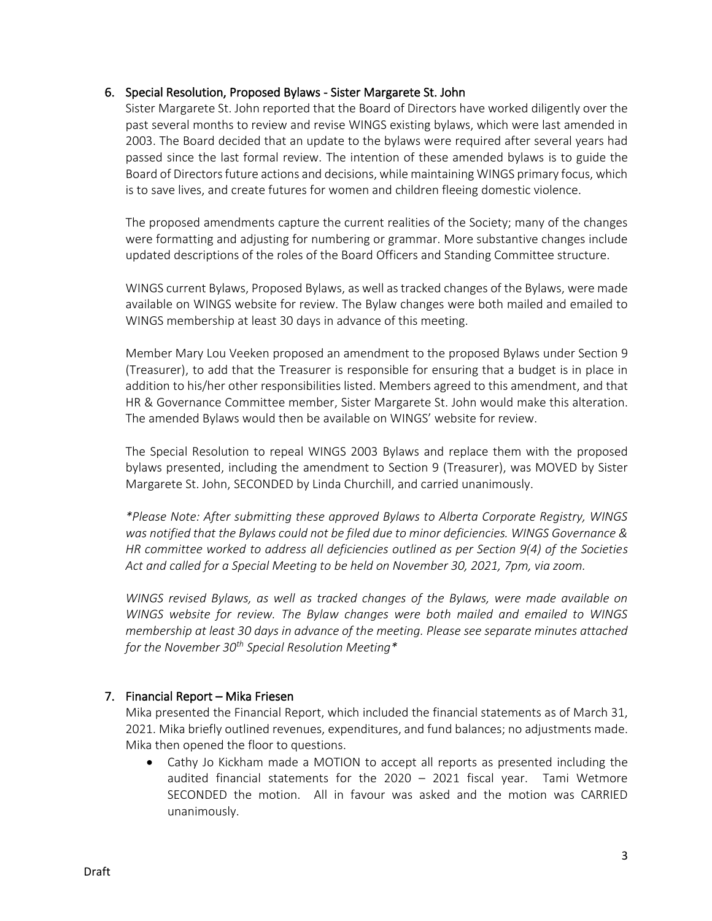### 6. Special Resolution, Proposed Bylaws - Sister Margarete St. John

Sister Margarete St. John reported that the Board of Directors have worked diligently over the past several months to review and revise WINGS existing bylaws, which were last amended in 2003. The Board decided that an update to the bylaws were required after several years had passed since the last formal review. The intention of these amended bylaws is to guide the Board of Directors future actions and decisions, while maintaining WINGS primary focus, which is to save lives, and create futures for women and children fleeing domestic violence.

The proposed amendments capture the current realities of the Society; many of the changes were formatting and adjusting for numbering or grammar. More substantive changes include updated descriptions of the roles of the Board Officers and Standing Committee structure.

WINGS current Bylaws, Proposed Bylaws, as well as tracked changes of the Bylaws, were made available on WINGS website for review. The Bylaw changes were both mailed and emailed to WINGS membership at least 30 days in advance of this meeting.

Member Mary Lou Veeken proposed an amendment to the proposed Bylaws under Section 9 (Treasurer), to add that the Treasurer is responsible for ensuring that a budget is in place in addition to his/her other responsibilities listed. Members agreed to this amendment, and that HR & Governance Committee member, Sister Margarete St. John would make this alteration. The amended Bylaws would then be available on WINGS' website for review.

The Special Resolution to repeal WINGS 2003 Bylaws and replace them with the proposed bylaws presented, including the amendment to Section 9 (Treasurer), was MOVED by Sister Margarete St. John, SECONDED by Linda Churchill, and carried unanimously.

*\*Please Note: After submitting these approved Bylaws to Alberta Corporate Registry, WINGS was notified that the Bylaws could not be filed due to minor deficiencies. WINGS Governance & HR committee worked to address all deficiencies outlined as per Section 9(4) of the Societies Act and called for a Special Meeting to be held on November 30, 2021, 7pm, via zoom.*

*WINGS revised Bylaws, as well as tracked changes of the Bylaws, were made available on WINGS website for review. The Bylaw changes were both mailed and emailed to WINGS membership at least 30 days in advance of the meeting. Please see separate minutes attached for the November 30th Special Resolution Meeting\**

### 7. Financial Report – Mika Friesen

Mika presented the Financial Report, which included the financial statements as of March 31, 2021. Mika briefly outlined revenues, expenditures, and fund balances; no adjustments made. Mika then opened the floor to questions.

- Cathy Jo Kickham made a MOTION to accept all reports as presented including the audited financial statements for the 2020 – 2021 fiscal year. Tami Wetmore SECONDED the motion. All in favour was asked and the motion was CARRIED unanimously.

Draft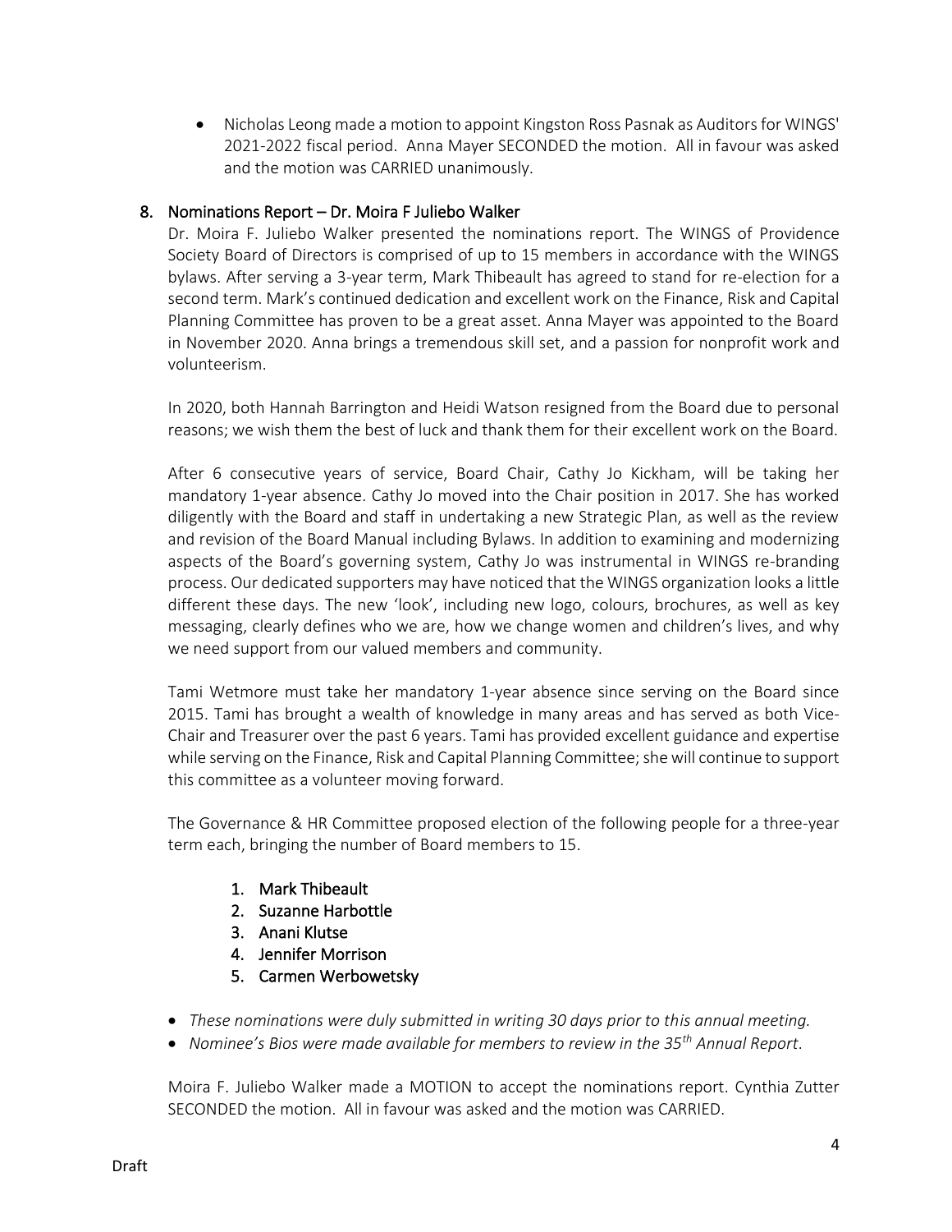- Nicholas Leong made a motion to appoint Kingston Ross Pasnak as Auditors for WINGS' 2021-2022 fiscal period. Anna Mayer SECONDED the motion. All in favour was asked and the motion was CARRIED unanimously.

## 8. Nominations Report – Dr. Moira F Juliebo Walker

Dr. Moira F. Juliebo Walker presented the nominations report. The WINGS of Providence Society Board of Directors is comprised of up to 15 members in accordance with the WINGS bylaws. After serving a 3-year term, Mark Thibeault has agreed to stand for re-election for a second term. Mark's continued dedication and excellent work on the Finance, Risk and Capital Planning Committee has proven to be a great asset. Anna Mayer was appointed to the Board in November 2020. Anna brings a tremendous skill set, and a passion for nonprofit work and volunteerism.

In 2020, both Hannah Barrington and Heidi Watson resigned from the Board due to personal reasons; we wish them the best of luck and thank them for their excellent work on the Board.

After 6 consecutive years of service, Board Chair, Cathy Jo Kickham, will be taking her mandatory 1-year absence. Cathy Jo moved into the Chair position in 2017. She has worked diligently with the Board and staff in undertaking a new Strategic Plan, as well as the review and revision of the Board Manual including Bylaws. In addition to examining and modernizing aspects of the Board's governing system, Cathy Jo was instrumental in WINGS re-branding process. Our dedicated supporters may have noticed that the WINGS organization looks a little different these days. The new 'look', including new logo, colours, brochures, as well as key messaging, clearly defines who we are, how we change women and children's lives, and why we need support from our valued members and community.

Tami Wetmore must take her mandatory 1-year absence since serving on the Board since 2015. Tami has brought a wealth of knowledge in many areas and has served as both Vice-Chair and Treasurer over the past 6 years. Tami has provided excellent guidance and expertise while serving on the Finance, Risk and Capital Planning Committee; she will continue to support this committee as a volunteer moving forward.

The Governance & HR Committee proposed election of the following people for a three-year term each, bringing the number of Board members to 15.

1. Mark Thibeault
2. Suzanne Harbottle
3. Anani Klutse
4. Jennifer Morrison
5. Carmen Werbowetsky

- *These nominations were duly submitted in writing 30 days prior to this annual meeting.*
- *Nominee's Bios were made available for members to review in the 35th Annual Report*.

Moira F. Juliebo Walker made a MOTION to accept the nominations report. Cynthia Zutter SECONDED the motion. All in favour was asked and the motion was CARRIED.

Draft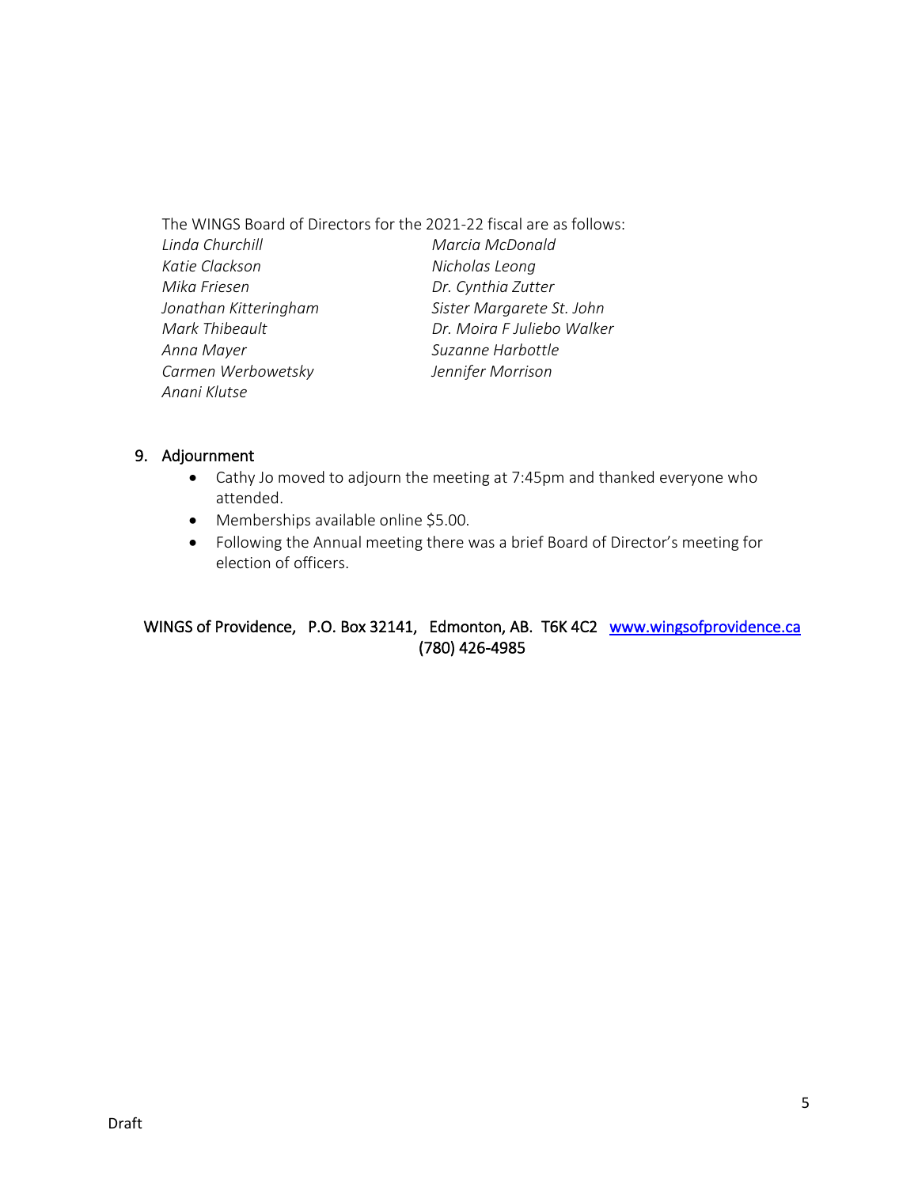The WINGS Board of Directors for the 2021-22 fiscal are as follows:

*Linda Churchill*
*Katie Clackson*
*Mika Friesen*
*Jonathan Kitteringham*
*Mark Thibeault*
*Anna Mayer*
*Carmen Werbowetsky*
*Anani Klutse*
*Marcia McDonald*
*Nicholas Leong*
*Dr. Cynthia Zutter*
*Sister Margarete St. John*
*Dr. Moira F Juliebo Walker*
*Suzanne Harbottle*
*Jennifer Morrison*

## 9. Adjournment

- Cathy Jo moved to adjourn the meeting at 7:45pm and thanked everyone who attended.
- Memberships available online $5.00.
- Following the Annual meeting there was a brief Board of Director's meeting for election of officers.

WINGS of Providence, P.O. Box 32141, Edmonton, AB. T6K 4C2 [www.wingsofprovidence.ca](http://www.wingsofprovidence.ca)
(780) 426-4985

Draft